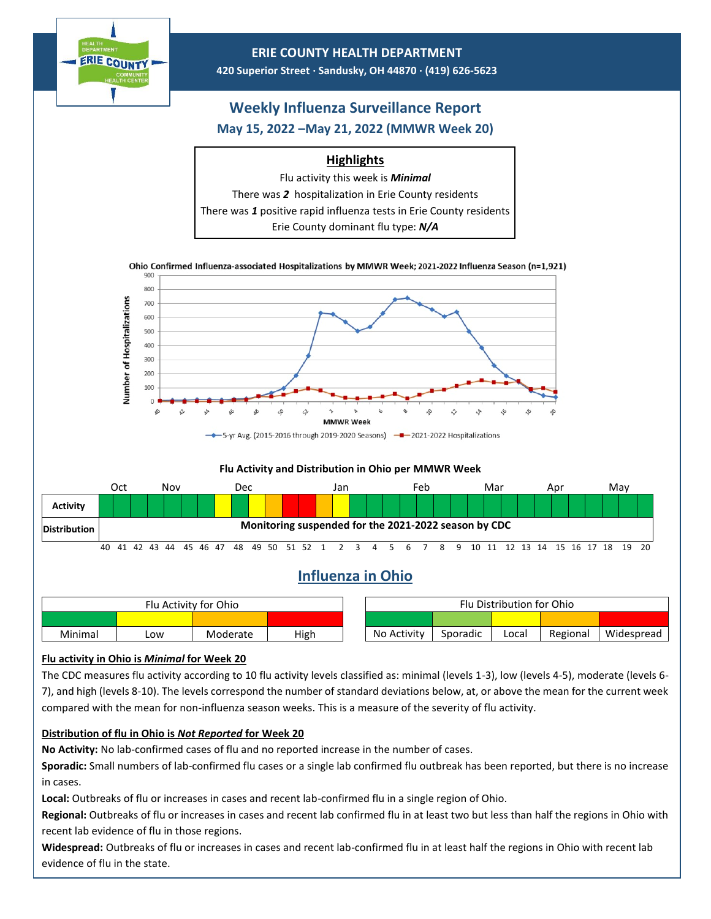# ERIE COUNTY HEALTH DEPARTMENT

**420 Superior Street · Sandusky, OH 44870 · (419) 626-5623**

## Weekly Influenza Surveillance Report

### May 15, 2022 –May 21, 2022 (MMWR Week 20)

**Highlights**

Flu activity this week is ***Minimal***

There was ***2*** hospitalization in Erie County residents

There was ***1*** positive rapid influenza tests in Erie County residents

Erie County dominant flu type: ***N/A***

**Ohio Confirmed Influenza-associated Hospitalizations by MMWR Week; 2021-2022 Influenza Season (n=1,921)**

**Flu Activity and Distribution in Ohio per MMWR Week**

| | Oct | | | | Nov | | | | Dec | | | | | Jan | | | | | Feb | | | | Mar | | | | Apr | | | | May | | |
|---|---|---|---|---|---|---|---|---|---|---|---|---|---|---|---|---|---|---|---|---|---|---|---|---|---|---|---|---|---|---|---|---|---|
| **Activity** | | | | | | | | | | | | | | | | | | | | | | | | | | | | | | | | | |
| **Distribution** | **Monitoring suspended for the 2021-2022 season by CDC** | | | | | | | | | | | | | | | | | | | | | | | | | | | | | | | | |
| | 40 | 41 | 42 | 43 | 44 | 45 | 46 | 47 | 48 | 49 | 50 | 51 | 52 | 1 | 2 | 3 | 4 | 5 | 6 | 7 | 8 | 9 | 10 | 11 | 12 | 13 | 14 | 15 | 16 | 17 | 18 | 19 | 20 |

## Influenza in Ohio

| Flu Activity for Ohio | | | |
|---|---|---|---|
| Minimal | Low | Moderate | High |

| Flu Distribution for Ohio | | | | |
|---|---|---|---|---|
| No Activity | Sporadic | Local | Regional | Widespread |

**Flu activity in Ohio is *Minimal* for Week 20**

The CDC measures flu activity according to 10 flu activity levels classified as: minimal (levels 1-3), low (levels 4-5), moderate (levels 6-7), and high (levels 8-10). The levels correspond the number of standard deviations below, at, or above the mean for the current week compared with the mean for non-influenza season weeks. This is a measure of the severity of flu activity.

**Distribution of flu in Ohio is *Not Reported* for Week 20**

**No Activity:** No lab-confirmed cases of flu and no reported increase in the number of cases.

**Sporadic:** Small numbers of lab-confirmed flu cases or a single lab confirmed flu outbreak has been reported, but there is no increase in cases.

**Local:** Outbreaks of flu or increases in cases and recent lab-confirmed flu in a single region of Ohio.

**Regional:** Outbreaks of flu or increases in cases and recent lab confirmed flu in at least two but less than half the regions in Ohio with recent lab evidence of flu in those regions.

**Widespread:** Outbreaks of flu or increases in cases and recent lab-confirmed flu in at least half the regions in Ohio with recent lab evidence of flu in the state.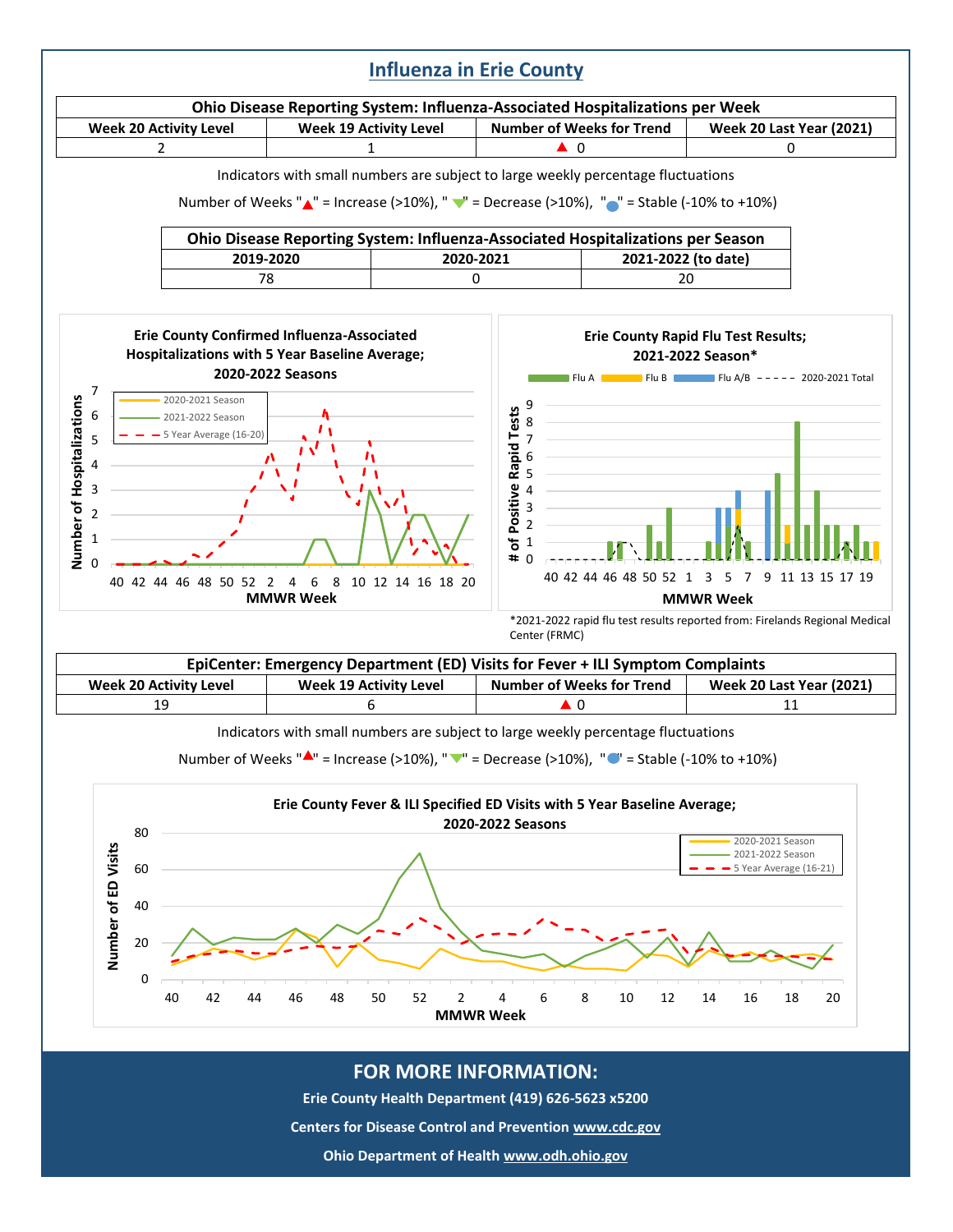# Influenza in Erie County

| Ohio Disease Reporting System: Influenza-Associated Hospitalizations per Week | | | |
|---|---|---|---|
| Week 20 Activity Level | Week 19 Activity Level | Number of Weeks for Trend | Week 20 Last Year (2021) |
| 2 | 1 | ▲ 0 | 0 |

Indicators with small numbers are subject to large weekly percentage fluctuations

Number of Weeks "▲" = Increase (>10%), "▼" = Decrease (>10%), "●" = Stable (-10% to +10%)

| Ohio Disease Reporting System: Influenza-Associated Hospitalizations per Season | | |
|---|---|---|
| 2019-2020 | 2020-2021 | 2021-2022 (to date) |
| 78 | 0 | 20 |

Erie County Confirmed Influenza-Associated Hospitalizations with 5 Year Baseline Average; 2020-2022 Seasons

2020-2021 Season
2021-2022 Season
5 Year Average (16-20)

Number of Hospitalizations

0 1 2 3 4 5 6 7

40 42 44 46 48 50 52 2 4 6 8 10 12 14 16 18 20

MMWR Week

Erie County Rapid Flu Test Results; 2021-2022 Season*

Flu A
Flu B
Flu A/B
2020-2021 Total

# of Positive Rapid Tests

0 1 2 3 4 5 6 7 8 9

40 42 44 46 48 50 52 1 3 5 7 9 11 13 15 17 19

MMWR Week

*2021-2022 rapid flu test results reported from: Firelands Regional Medical Center (FRMC)

| EpiCenter: Emergency Department (ED) Visits for Fever + ILI Symptom Complaints | | | |
|---|---|---|---|
| Week 20 Activity Level | Week 19 Activity Level | Number of Weeks for Trend | Week 20 Last Year (2021) |
| 19 | 6 | ▲ 0 | 11 |

Indicators with small numbers are subject to large weekly percentage fluctuations

Number of Weeks "▲" = Increase (>10%), "▼" = Decrease (>10%), "●" = Stable (-10% to +10%)

Erie County Fever & ILI Specified ED Visits with 5 Year Baseline Average; 2020-2022 Seasons

2020-2021 Season
2021-2022 Season
5 Year Average (16-21)

Number of ED Visits

0 20 40 60 80

40 42 44 46 48 50 52 2 4 6 8 10 12 14 16 18 20

MMWR Week

## FOR MORE INFORMATION:

**Erie County Health Department (419) 626-5623 x5200**

**Centers for Disease Control and Prevention www.cdc.gov**

**Ohio Department of Health www.odh.ohio.gov**